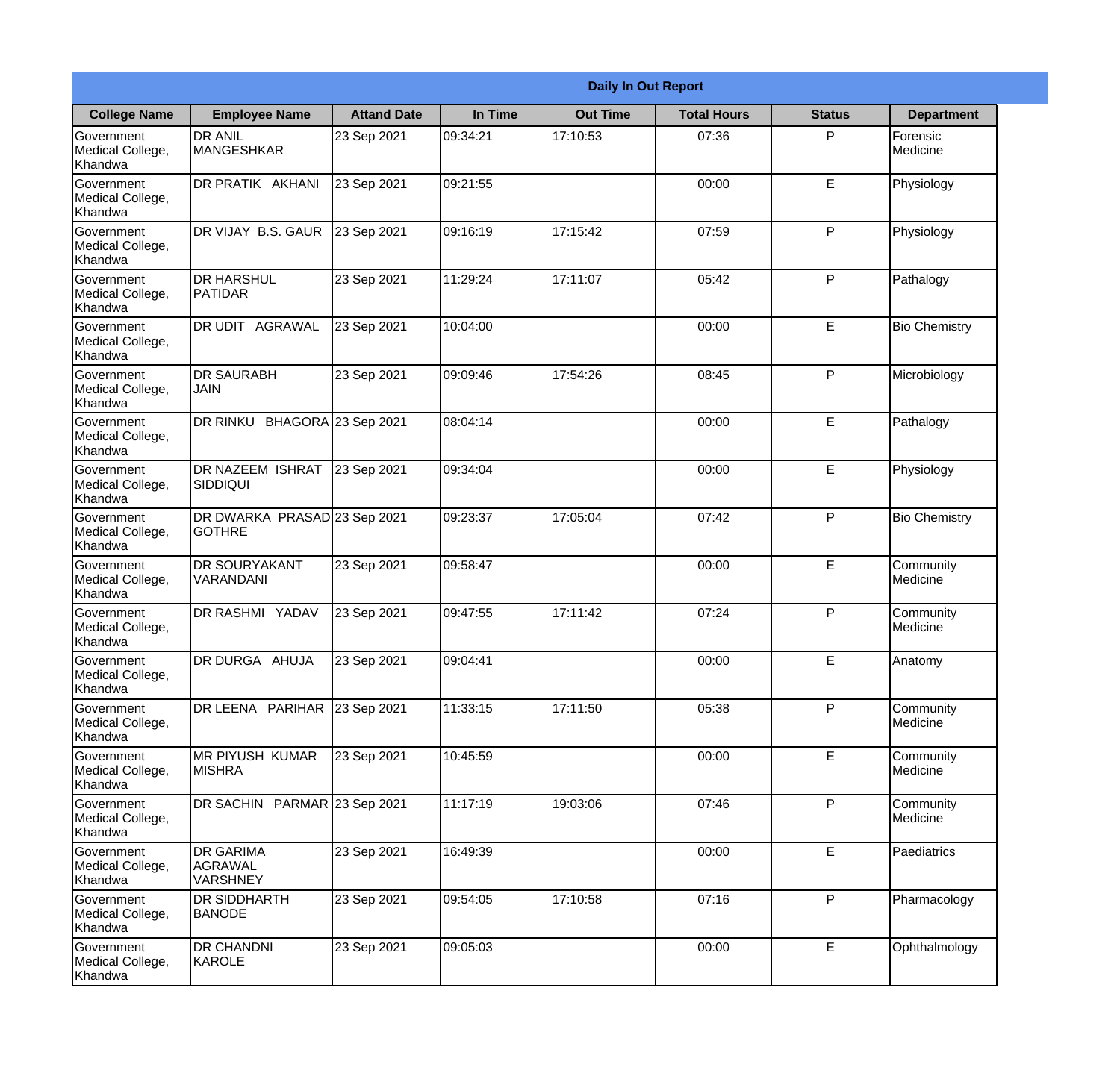| Daily In Out Report | | | | | | | |
|---|---|---|---|---|---|---|---|
| **College Name** | **Employee Name** | **Attand Date** | **In Time** | **Out Time** | **Total Hours** | **Status** | **Department** |
| Government Medical College, Khandwa | DR ANIL MANGESHKAR | 23 Sep 2021 | 09:34:21 | 17:10:53 | 07:36 | P | Forensic Medicine |
| Government Medical College, Khandwa | DR PRATIK AKHANI | 23 Sep 2021 | 09:21:55 | | 00:00 | E | Physiology |
| Government Medical College, Khandwa | DR VIJAY B.S. GAUR | 23 Sep 2021 | 09:16:19 | 17:15:42 | 07:59 | P | Physiology |
| Government Medical College, Khandwa | DR HARSHUL PATIDAR | 23 Sep 2021 | 11:29:24 | 17:11:07 | 05:42 | P | Pathalogy |
| Government Medical College, Khandwa | DR UDIT AGRAWAL | 23 Sep 2021 | 10:04:00 | | 00:00 | E | Bio Chemistry |
| Government Medical College, Khandwa | DR SAURABH JAIN | 23 Sep 2021 | 09:09:46 | 17:54:26 | 08:45 | P | Microbiology |
| Government Medical College, Khandwa | DR RINKU BHAGORA | 23 Sep 2021 | 08:04:14 | | 00:00 | E | Pathalogy |
| Government Medical College, Khandwa | DR NAZEEM ISHRAT SIDDIQUI | 23 Sep 2021 | 09:34:04 | | 00:00 | E | Physiology |
| Government Medical College, Khandwa | DR DWARKA PRASAD GOTHRE | 23 Sep 2021 | 09:23:37 | 17:05:04 | 07:42 | P | Bio Chemistry |
| Government Medical College, Khandwa | DR SOURYAKANT VARANDANI | 23 Sep 2021 | 09:58:47 | | 00:00 | E | Community Medicine |
| Government Medical College, Khandwa | DR RASHMI YADAV | 23 Sep 2021 | 09:47:55 | 17:11:42 | 07:24 | P | Community Medicine |
| Government Medical College, Khandwa | DR DURGA AHUJA | 23 Sep 2021 | 09:04:41 | | 00:00 | E | Anatomy |
| Government Medical College, Khandwa | DR LEENA PARIHAR | 23 Sep 2021 | 11:33:15 | 17:11:50 | 05:38 | P | Community Medicine |
| Government Medical College, Khandwa | MR PIYUSH KUMAR MISHRA | 23 Sep 2021 | 10:45:59 | | 00:00 | E | Community Medicine |
| Government Medical College, Khandwa | DR SACHIN PARMAR | 23 Sep 2021 | 11:17:19 | 19:03:06 | 07:46 | P | Community Medicine |
| Government Medical College, Khandwa | DR GARIMA AGRAWAL VARSHNEY | 23 Sep 2021 | 16:49:39 | | 00:00 | E | Paediatrics |
| Government Medical College, Khandwa | DR SIDDHARTH BANODE | 23 Sep 2021 | 09:54:05 | 17:10:58 | 07:16 | P | Pharmacology |
| Government Medical College, Khandwa | DR CHANDNI KAROLE | 23 Sep 2021 | 09:05:03 | | 00:00 | E | Ophthalmology |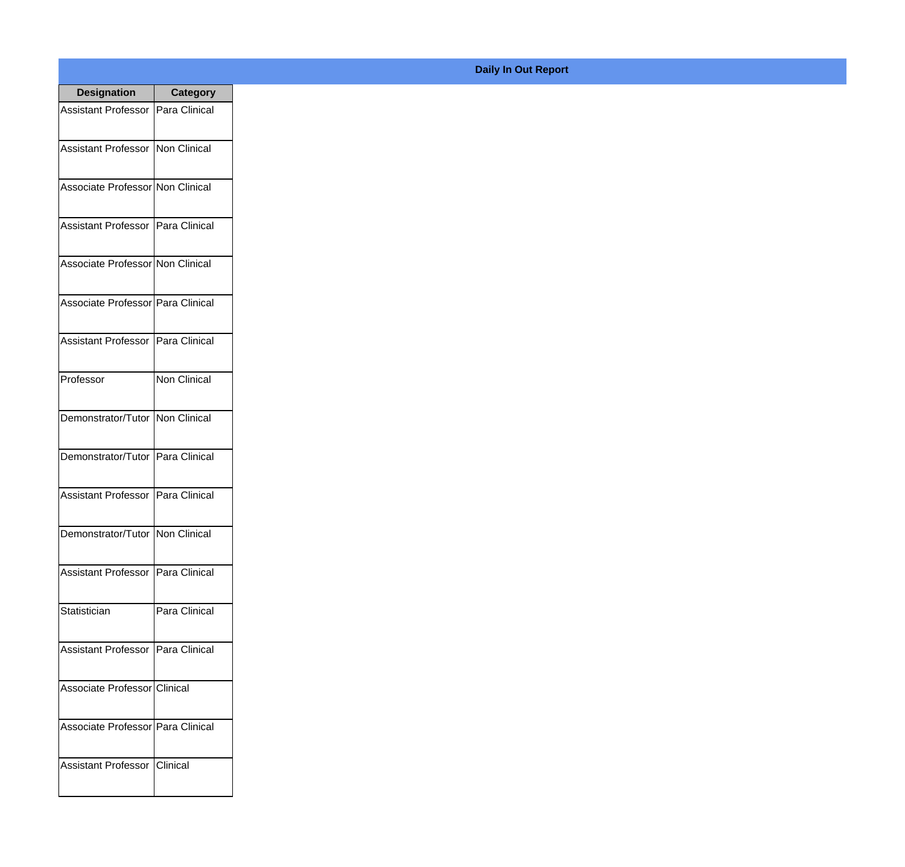**Daily In Out Report**

| Designation | Category |
|---|---|
| Assistant Professor | Para Clinical |
| Assistant Professor | Non Clinical |
| Associate Professor | Non Clinical |
| Assistant Professor | Para Clinical |
| Associate Professor | Non Clinical |
| Associate Professor | Para Clinical |
| Assistant Professor | Para Clinical |
| Professor | Non Clinical |
| Demonstrator/Tutor | Non Clinical |
| Demonstrator/Tutor | Para Clinical |
| Assistant Professor | Para Clinical |
| Demonstrator/Tutor | Non Clinical |
| Assistant Professor | Para Clinical |
| Statistician | Para Clinical |
| Assistant Professor | Para Clinical |
| Associate Professor | Clinical |
| Associate Professor | Para Clinical |
| Assistant Professor | Clinical |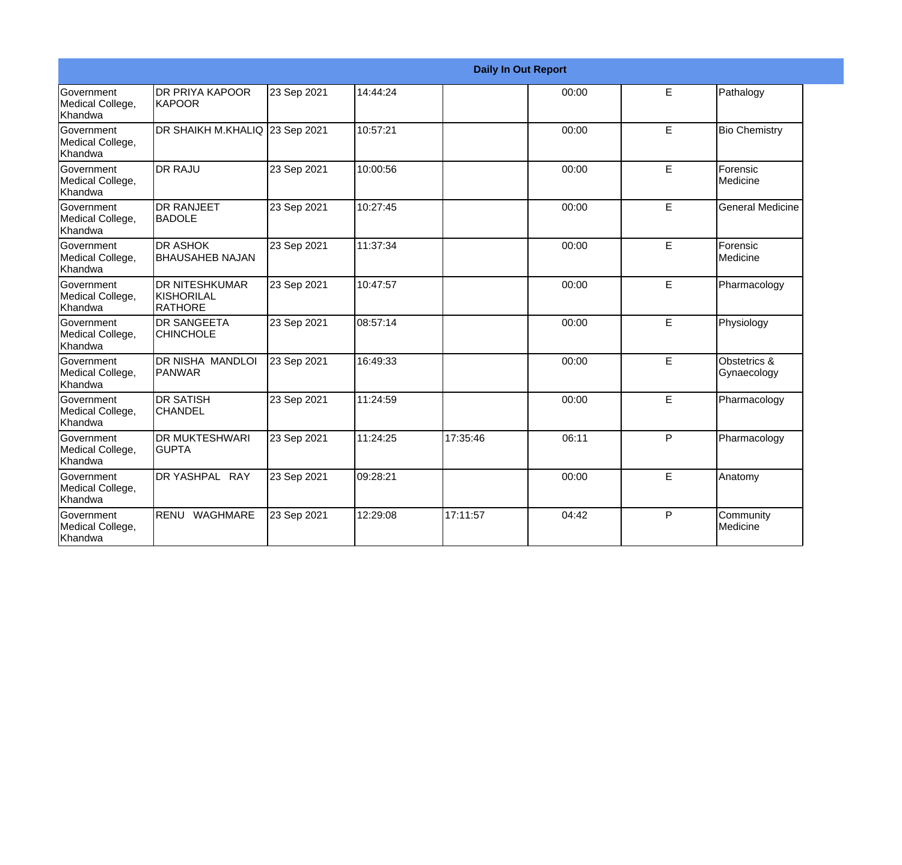| Daily In Out Report | | | | | | | |
|---|---|---|---|---|---|---|---|
| Government Medical College, Khandwa | DR PRIYA KAPOOR KAPOOR | 23 Sep 2021 | 14:44:24 | | 00:00 | E | Pathalogy |
| Government Medical College, Khandwa | DR SHAIKH M.KHALIQ | 23 Sep 2021 | 10:57:21 | | 00:00 | E | Bio Chemistry |
| Government Medical College, Khandwa | DR RAJU | 23 Sep 2021 | 10:00:56 | | 00:00 | E | Forensic Medicine |
| Government Medical College, Khandwa | DR RANJEET BADOLE | 23 Sep 2021 | 10:27:45 | | 00:00 | E | General Medicine |
| Government Medical College, Khandwa | DR ASHOK BHAUSAHEB NAJAN | 23 Sep 2021 | 11:37:34 | | 00:00 | E | Forensic Medicine |
| Government Medical College, Khandwa | DR NITESHKUMAR KISHORILAL RATHORE | 23 Sep 2021 | 10:47:57 | | 00:00 | E | Pharmacology |
| Government Medical College, Khandwa | DR SANGEETA CHINCHOLE | 23 Sep 2021 | 08:57:14 | | 00:00 | E | Physiology |
| Government Medical College, Khandwa | DR NISHA MANDLOI PANWAR | 23 Sep 2021 | 16:49:33 | | 00:00 | E | Obstetrics & Gynaecology |
| Government Medical College, Khandwa | DR SATISH CHANDEL | 23 Sep 2021 | 11:24:59 | | 00:00 | E | Pharmacology |
| Government Medical College, Khandwa | DR MUKTESHWARI GUPTA | 23 Sep 2021 | 11:24:25 | 17:35:46 | 06:11 | P | Pharmacology |
| Government Medical College, Khandwa | DR YASHPAL RAY | 23 Sep 2021 | 09:28:21 | | 00:00 | E | Anatomy |
| Government Medical College, Khandwa | RENU WAGHMARE | 23 Sep 2021 | 12:29:08 | 17:11:57 | 04:42 | P | Community Medicine |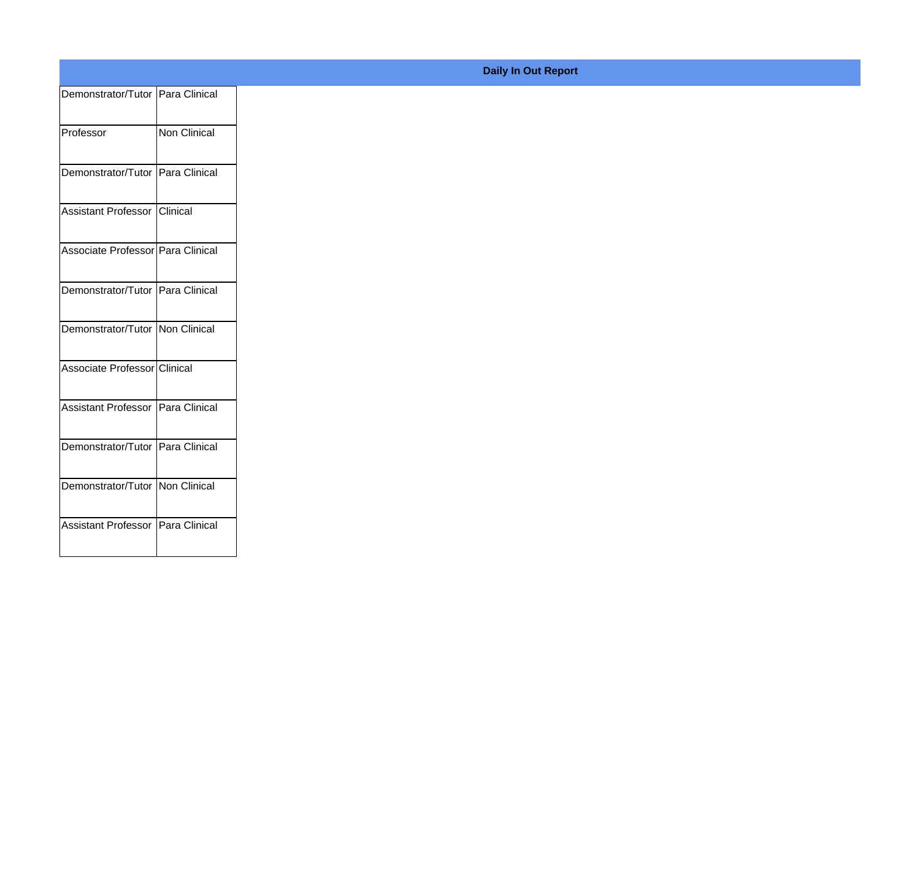**Daily In Out Report**

| | |
|---|---|
| Demonstrator/Tutor | Para Clinical |
| Professor | Non Clinical |
| Demonstrator/Tutor | Para Clinical |
| Assistant Professor | Clinical |
| Associate Professor | Para Clinical |
| Demonstrator/Tutor | Para Clinical |
| Demonstrator/Tutor | Non Clinical |
| Associate Professor | Clinical |
| Assistant Professor | Para Clinical |
| Demonstrator/Tutor | Para Clinical |
| Demonstrator/Tutor | Non Clinical |
| Assistant Professor | Para Clinical |